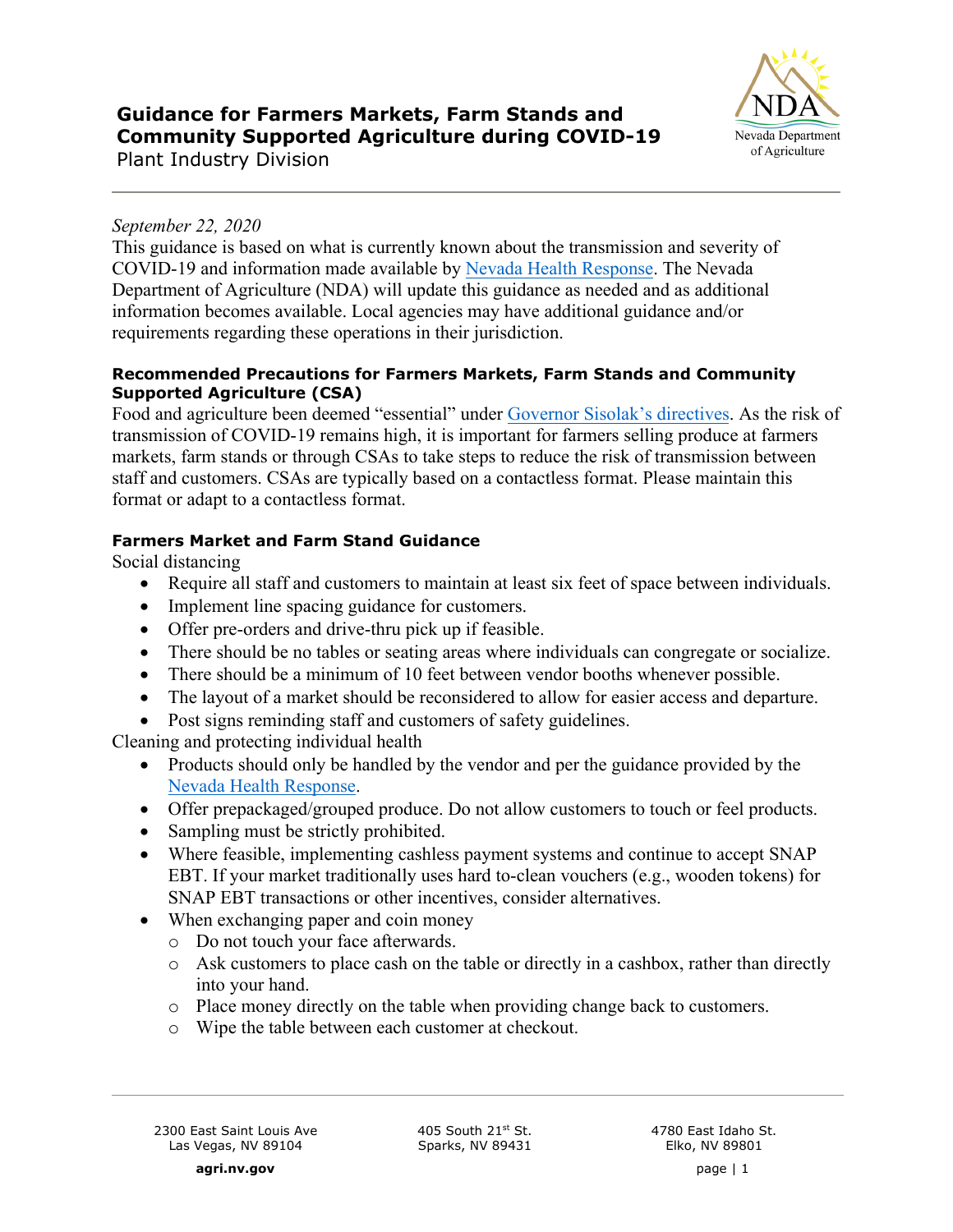# Guidance for Farmers Markets, Farm Stands and Community Supported Agriculture during COVID-19

Plant Industry Division

Nevada Department of Agriculture

*September 22, 2020*

This guidance is based on what is currently known about the transmission and severity of COVID-19 and information made available by Nevada Health Response. The Nevada Department of Agriculture (NDA) will update this guidance as needed and as additional information becomes available. Local agencies may have additional guidance and/or requirements regarding these operations in their jurisdiction.

## Recommended Precautions for Farmers Markets, Farm Stands and Community Supported Agriculture (CSA)

Food and agriculture been deemed "essential" under Governor Sisolak's directives. As the risk of transmission of COVID-19 remains high, it is important for farmers selling produce at farmers markets, farm stands or through CSAs to take steps to reduce the risk of transmission between staff and customers. CSAs are typically based on a contactless format. Please maintain this format or adapt to a contactless format.

## Farmers Market and Farm Stand Guidance

Social distancing

- Require all staff and customers to maintain at least six feet of space between individuals.
- Implement line spacing guidance for customers.
- Offer pre-orders and drive-thru pick up if feasible.
- There should be no tables or seating areas where individuals can congregate or socialize.
- There should be a minimum of 10 feet between vendor booths whenever possible.
- The layout of a market should be reconsidered to allow for easier access and departure.
- Post signs reminding staff and customers of safety guidelines.

Cleaning and protecting individual health

- Products should only be handled by the vendor and per the guidance provided by the Nevada Health Response.
- Offer prepackaged/grouped produce. Do not allow customers to touch or feel products.
- Sampling must be strictly prohibited.
- Where feasible, implementing cashless payment systems and continue to accept SNAP EBT. If your market traditionally uses hard to-clean vouchers (e.g., wooden tokens) for SNAP EBT transactions or other incentives, consider alternatives.
- When exchanging paper and coin money
    - Do not touch your face afterwards.
    - Ask customers to place cash on the table or directly in a cashbox, rather than directly into your hand.
    - Place money directly on the table when providing change back to customers.
    - Wipe the table between each customer at checkout.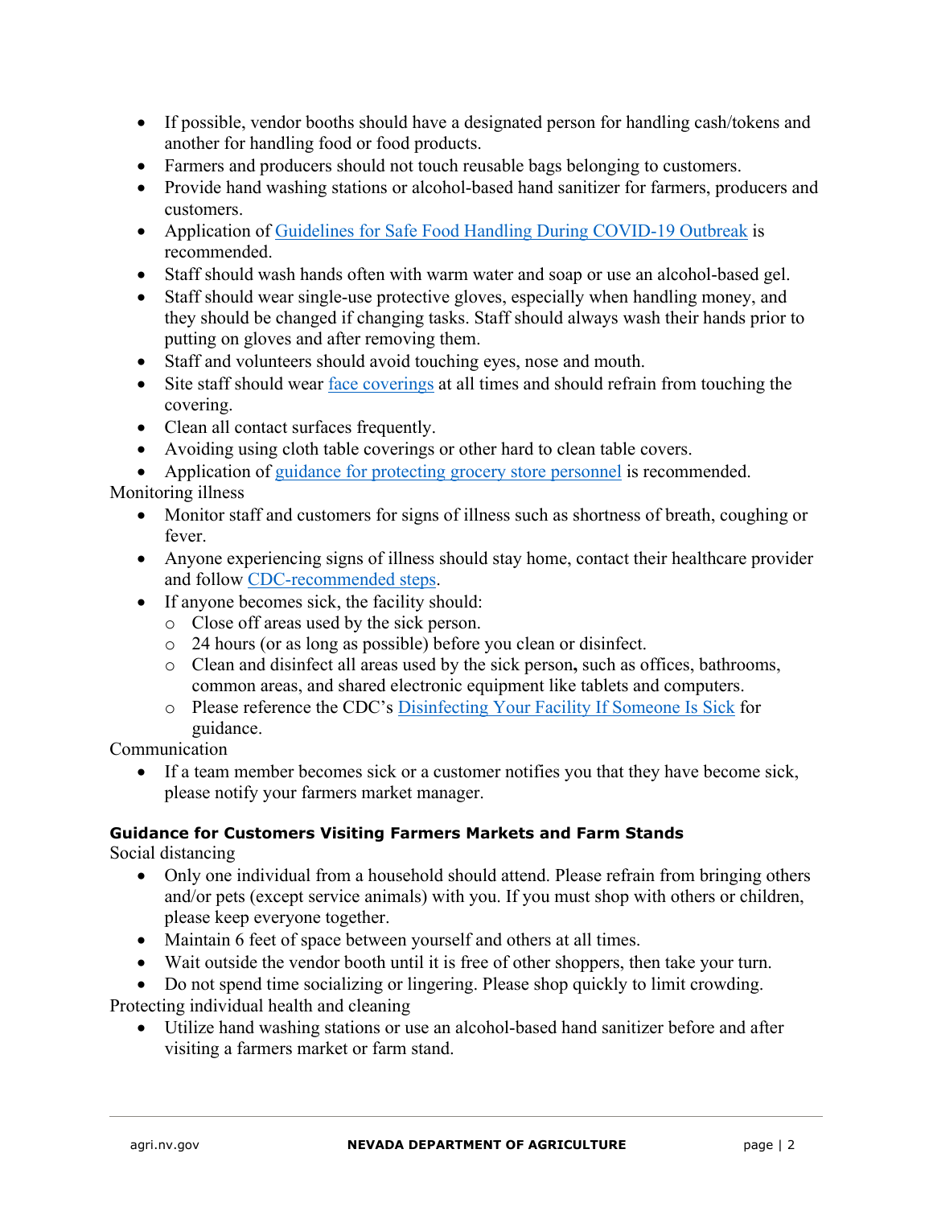- If possible, vendor booths should have a designated person for handling cash/tokens and another for handling food or food products.
- Farmers and producers should not touch reusable bags belonging to customers.
- Provide hand washing stations or alcohol-based hand sanitizer for farmers, producers and customers.
- Application of Guidelines for Safe Food Handling During COVID-19 Outbreak is recommended.
- Staff should wash hands often with warm water and soap or use an alcohol-based gel.
- Staff should wear single-use protective gloves, especially when handling money, and they should be changed if changing tasks. Staff should always wash their hands prior to putting on gloves and after removing them.
- Staff and volunteers should avoid touching eyes, nose and mouth.
- Site staff should wear face coverings at all times and should refrain from touching the covering.
- Clean all contact surfaces frequently.
- Avoiding using cloth table coverings or other hard to clean table covers.
- Application of guidance for protecting grocery store personnel is recommended.

Monitoring illness

- Monitor staff and customers for signs of illness such as shortness of breath, coughing or fever.
- Anyone experiencing signs of illness should stay home, contact their healthcare provider and follow CDC-recommended steps.
- If anyone becomes sick, the facility should:
  - Close off areas used by the sick person.
  - 24 hours (or as long as possible) before you clean or disinfect.
  - Clean and disinfect all areas used by the sick person**,** such as offices, bathrooms, common areas, and shared electronic equipment like tablets and computers.
  - Please reference the CDC's Disinfecting Your Facility If Someone Is Sick for guidance.

Communication

- If a team member becomes sick or a customer notifies you that they have become sick, please notify your farmers market manager.

**Guidance for Customers Visiting Farmers Markets and Farm Stands**

Social distancing

- Only one individual from a household should attend. Please refrain from bringing others and/or pets (except service animals) with you. If you must shop with others or children, please keep everyone together.
- Maintain 6 feet of space between yourself and others at all times.
- Wait outside the vendor booth until it is free of other shoppers, then take your turn.
- Do not spend time socializing or lingering. Please shop quickly to limit crowding.

Protecting individual health and cleaning

- Utilize hand washing stations or use an alcohol-based hand sanitizer before and after visiting a farmers market or farm stand.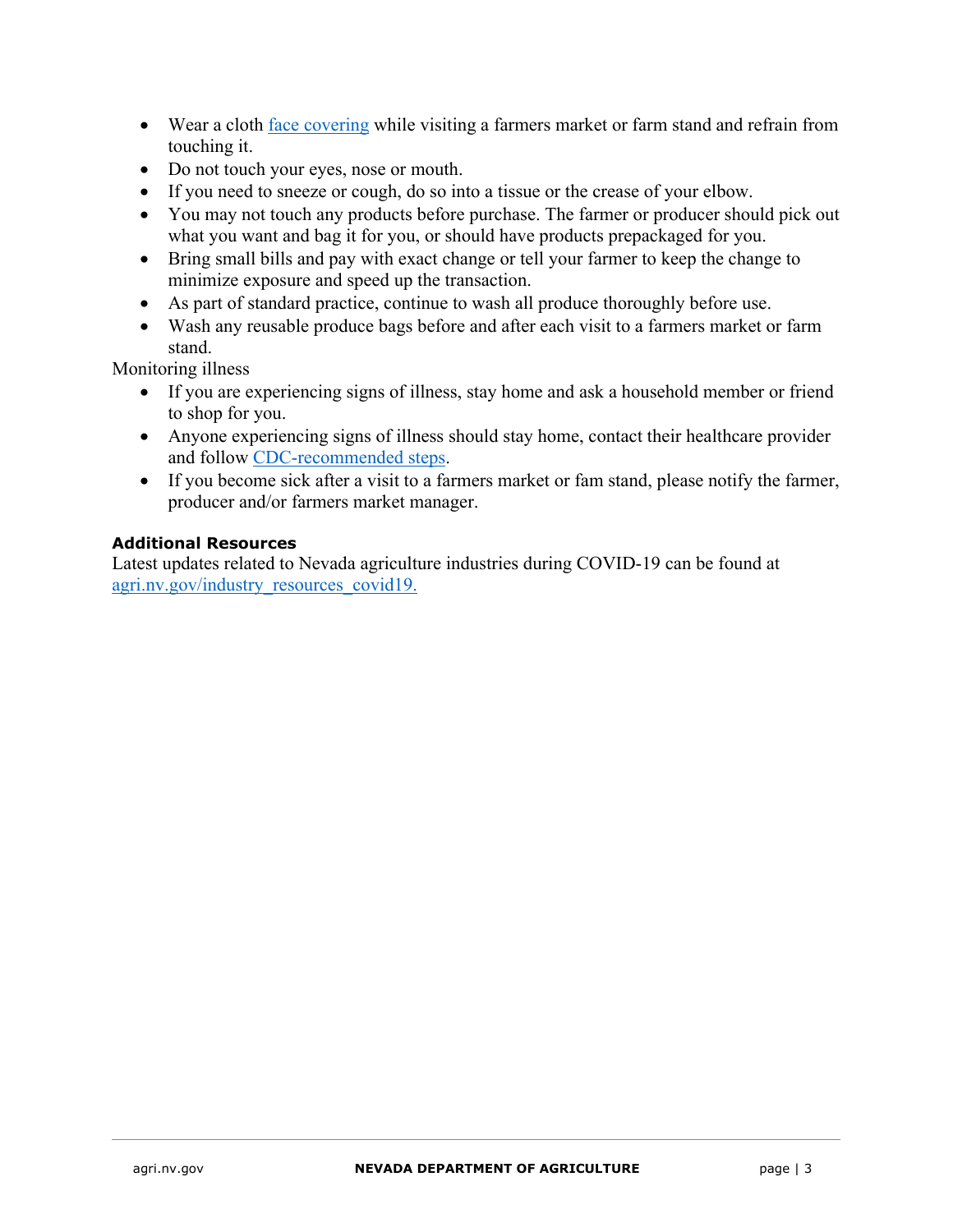- Wear a cloth face covering while visiting a farmers market or farm stand and refrain from touching it.
- Do not touch your eyes, nose or mouth.
- If you need to sneeze or cough, do so into a tissue or the crease of your elbow.
- You may not touch any products before purchase. The farmer or producer should pick out what you want and bag it for you, or should have products prepackaged for you.
- Bring small bills and pay with exact change or tell your farmer to keep the change to minimize exposure and speed up the transaction.
- As part of standard practice, continue to wash all produce thoroughly before use.
- Wash any reusable produce bags before and after each visit to a farmers market or farm stand.

Monitoring illness

- If you are experiencing signs of illness, stay home and ask a household member or friend to shop for you.
- Anyone experiencing signs of illness should stay home, contact their healthcare provider and follow CDC-recommended steps.
- If you become sick after a visit to a farmers market or fam stand, please notify the farmer, producer and/or farmers market manager.

**Additional Resources**

Latest updates related to Nevada agriculture industries during COVID-19 can be found at agri.nv.gov/industry_resources_covid19.